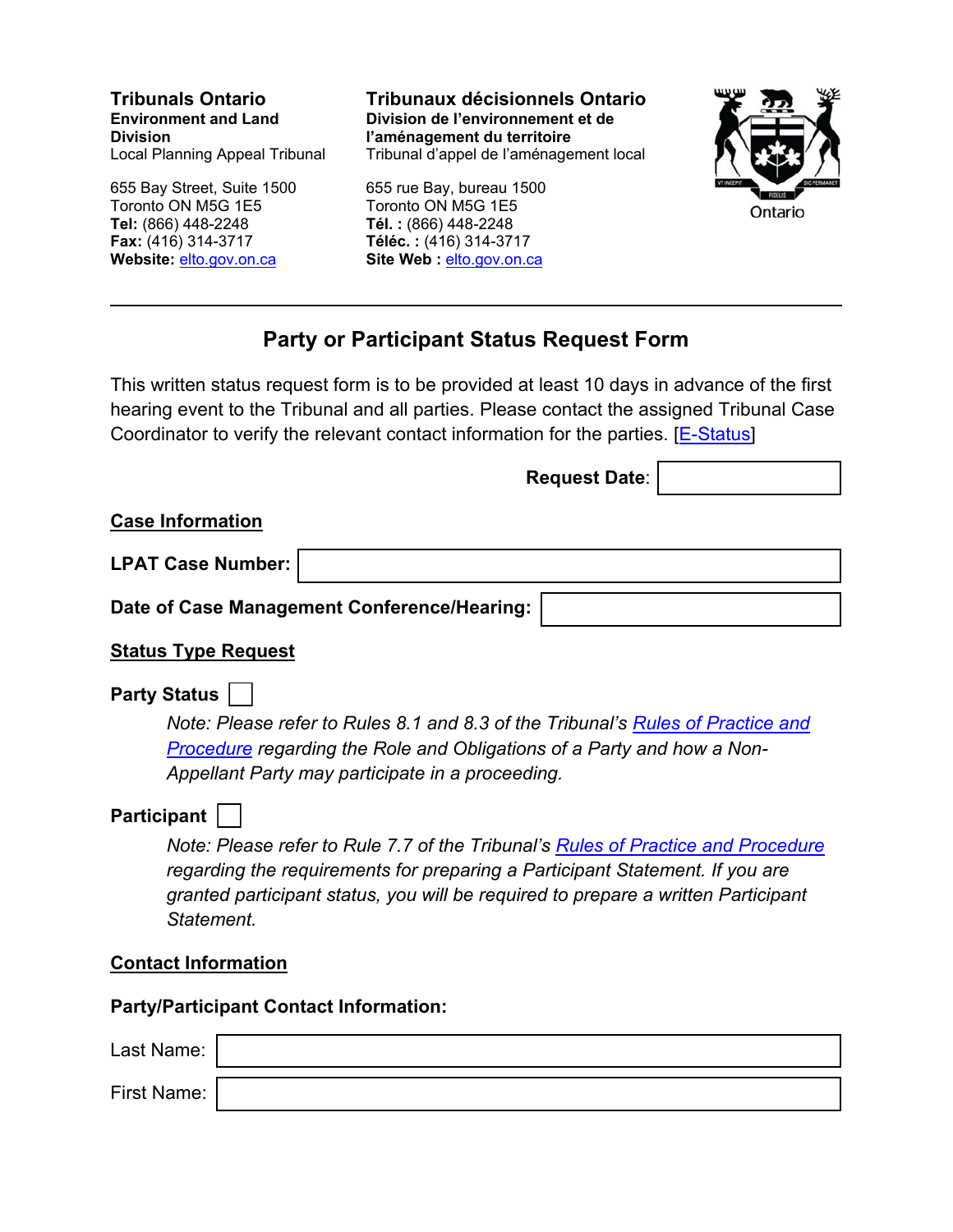**Tribunals Ontario**
**Environment and Land Division**
Local Planning Appeal Tribunal

655 Bay Street, Suite 1500
Toronto ON M5G 1E5
**Tel:** (866) 448-2248
**Fax:** (416) 314-3717
**Website:** elto.gov.on.ca

**Tribunaux décisionnels Ontario**
**Division de l'environnement et de l'aménagement du territoire**
Tribunal d'appel de l'aménagement local

655 rue Bay, bureau 1500
Toronto ON M5G 1E5
**Tél. :** (866) 448-2248
**Téléc. :** (416) 314-3717
**Site Web :** elto.gov.on.ca

Ontario

---

# Party or Participant Status Request Form

This written status request form is to be provided at least 10 days in advance of the first hearing event to the Tribunal and all parties. Please contact the assigned Tribunal Case Coordinator to verify the relevant contact information for the parties. [E-Status]

**Request Date**: ☐

## Case Information

**LPAT Case Number:** ☐

**Date of Case Management Conference/Hearing:** ☐

## Status Type Request

**Party Status** ☐

*Note: Please refer to Rules 8.1 and 8.3 of the Tribunal's Rules of Practice and Procedure regarding the Role and Obligations of a Party and how a Non-Appellant Party may participate in a proceeding.*

**Participant** ☐

*Note: Please refer to Rule 7.7 of the Tribunal's Rules of Practice and Procedure regarding the requirements for preparing a Participant Statement. If you are granted participant status, you will be required to prepare a written Participant Statement.*

## Contact Information

**Party/Participant Contact Information:**

Last Name: ☐

First Name: ☐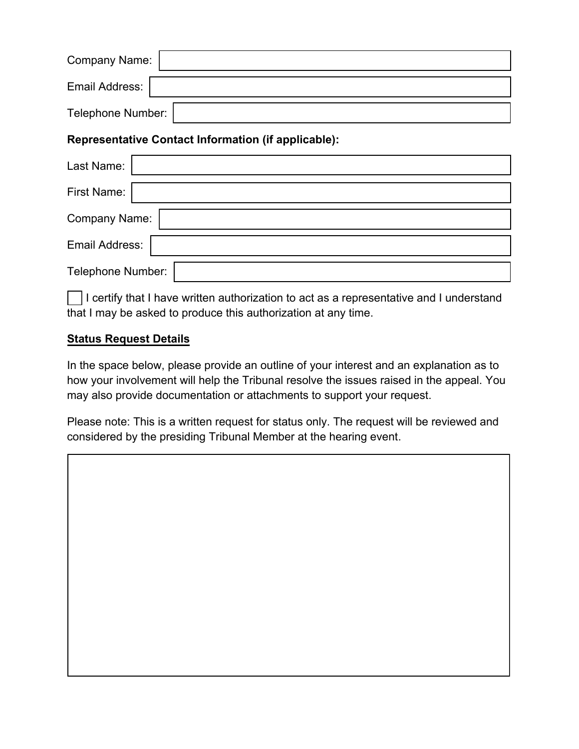Company Name:

Email Address:

Telephone Number:

**Representative Contact Information (if applicable):**

Last Name:

First Name:

Company Name:

Email Address:

Telephone Number:

☐ I certify that I have written authorization to act as a representative and I understand that I may be asked to produce this authorization at any time.

**<u>Status Request Details</u>**

In the space below, please provide an outline of your interest and an explanation as to how your involvement will help the Tribunal resolve the issues raised in the appeal. You may also provide documentation or attachments to support your request.

Please note: This is a written request for status only. The request will be reviewed and considered by the presiding Tribunal Member at the hearing event.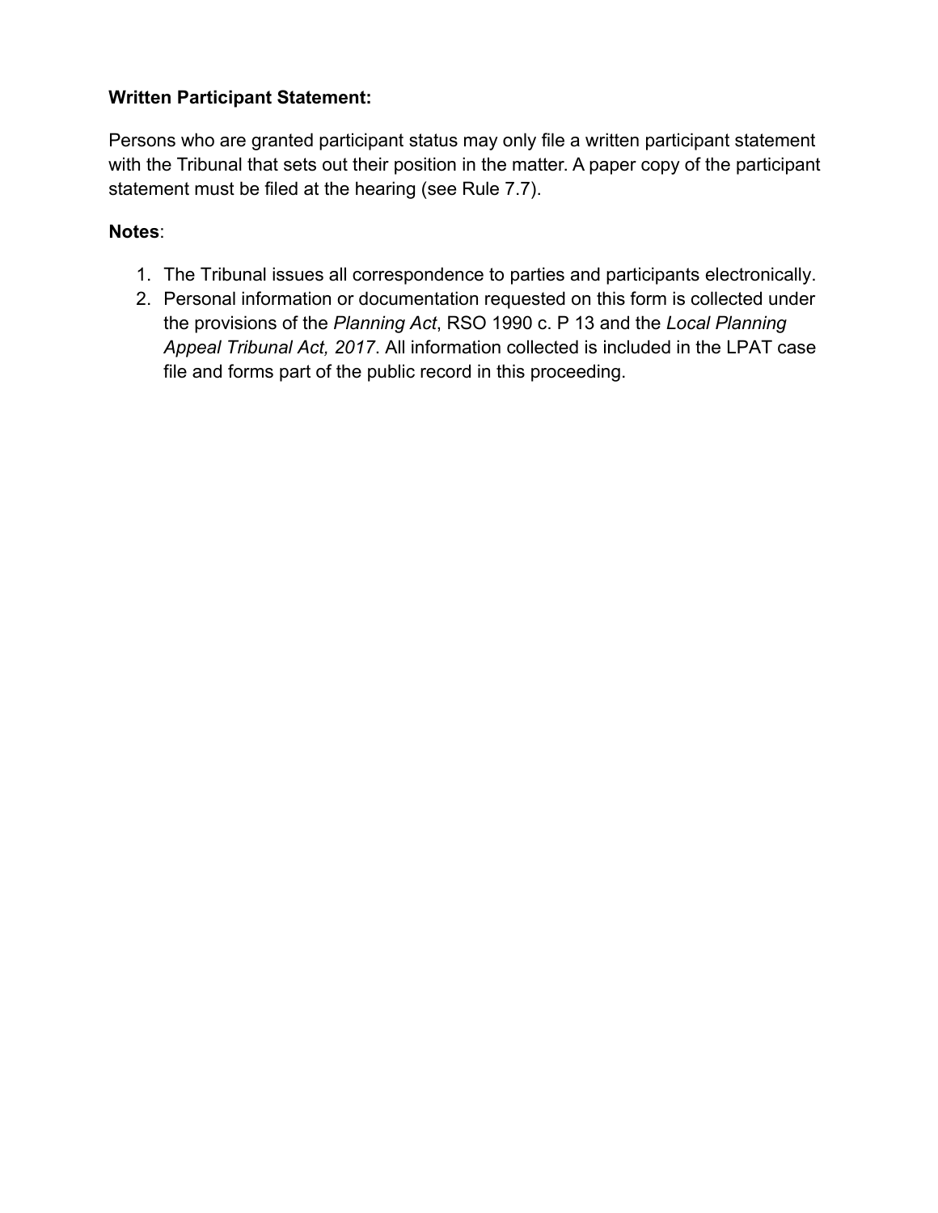**Written Participant Statement:**

Persons who are granted participant status may only file a written participant statement with the Tribunal that sets out their position in the matter. A paper copy of the participant statement must be filed at the hearing (see Rule 7.7).

**Notes**:

1. The Tribunal issues all correspondence to parties and participants electronically.
2. Personal information or documentation requested on this form is collected under the provisions of the *Planning Act*, RSO 1990 c. P 13 and the *Local Planning Appeal Tribunal Act, 2017*. All information collected is included in the LPAT case file and forms part of the public record in this proceeding.